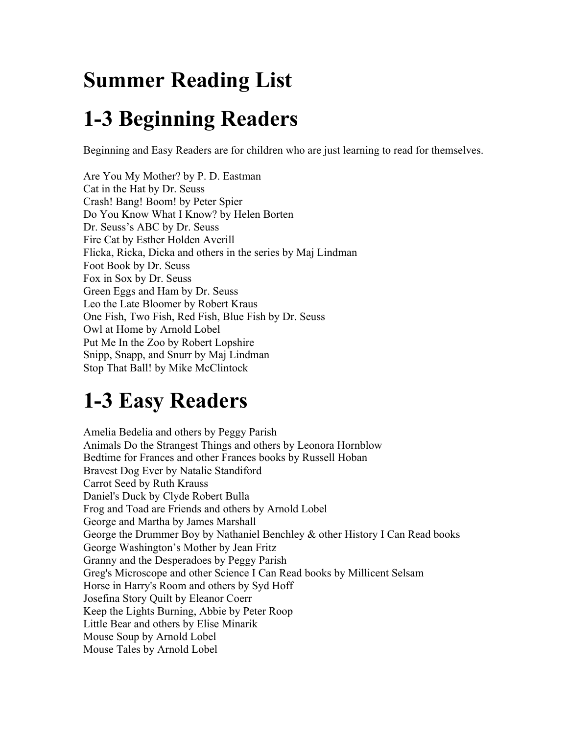# Summer Reading List

# 1-3 Beginning Readers

Beginning and Easy Readers are for children who are just learning to read for themselves.

Are You My Mother? by P. D. Eastman
Cat in the Hat by Dr. Seuss
Crash! Bang! Boom! by Peter Spier
Do You Know What I Know? by Helen Borten
Dr. Seuss's ABC by Dr. Seuss
Fire Cat by Esther Holden Averill
Flicka, Ricka, Dicka and others in the series by Maj Lindman
Foot Book by Dr. Seuss
Fox in Sox by Dr. Seuss
Green Eggs and Ham by Dr. Seuss
Leo the Late Bloomer by Robert Kraus
One Fish, Two Fish, Red Fish, Blue Fish by Dr. Seuss
Owl at Home by Arnold Lobel
Put Me In the Zoo by Robert Lopshire
Snipp, Snapp, and Snurr by Maj Lindman
Stop That Ball! by Mike McClintock

# 1-3 Easy Readers

Amelia Bedelia and others by Peggy Parish
Animals Do the Strangest Things and others by Leonora Hornblow
Bedtime for Frances and other Frances books by Russell Hoban
Bravest Dog Ever by Natalie Standiford
Carrot Seed by Ruth Krauss
Daniel's Duck by Clyde Robert Bulla
Frog and Toad are Friends and others by Arnold Lobel
George and Martha by James Marshall
George the Drummer Boy by Nathaniel Benchley & other History I Can Read books
George Washington's Mother by Jean Fritz
Granny and the Desperadoes by Peggy Parish
Greg's Microscope and other Science I Can Read books by Millicent Selsam
Horse in Harry's Room and others by Syd Hoff
Josefina Story Quilt by Eleanor Coerr
Keep the Lights Burning, Abbie by Peter Roop
Little Bear and others by Elise Minarik
Mouse Soup by Arnold Lobel
Mouse Tales by Arnold Lobel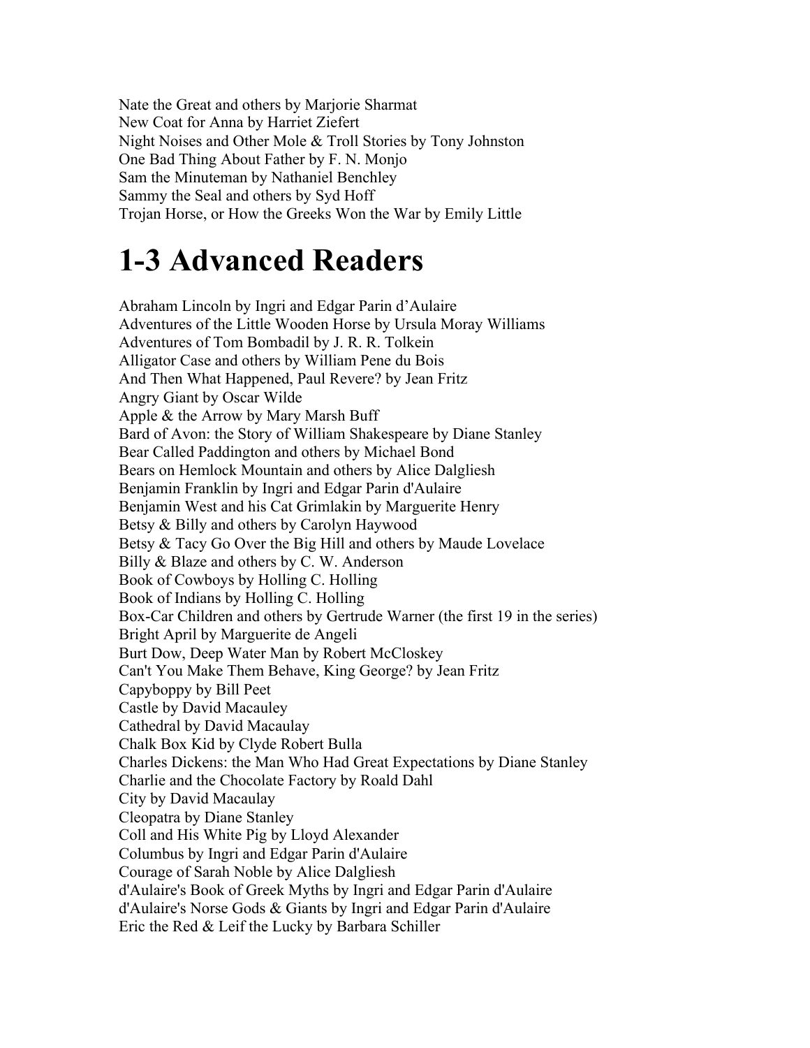Nate the Great and others by Marjorie Sharmat
New Coat for Anna by Harriet Ziefert
Night Noises and Other Mole & Troll Stories by Tony Johnston
One Bad Thing About Father by F. N. Monjo
Sam the Minuteman by Nathaniel Benchley
Sammy the Seal and others by Syd Hoff
Trojan Horse, or How the Greeks Won the War by Emily Little

# 1-3 Advanced Readers

Abraham Lincoln by Ingri and Edgar Parin d'Aulaire
Adventures of the Little Wooden Horse by Ursula Moray Williams
Adventures of Tom Bombadil by J. R. R. Tolkein
Alligator Case and others by William Pene du Bois
And Then What Happened, Paul Revere? by Jean Fritz
Angry Giant by Oscar Wilde
Apple & the Arrow by Mary Marsh Buff
Bard of Avon: the Story of William Shakespeare by Diane Stanley
Bear Called Paddington and others by Michael Bond
Bears on Hemlock Mountain and others by Alice Dalgliesh
Benjamin Franklin by Ingri and Edgar Parin d'Aulaire
Benjamin West and his Cat Grimlakin by Marguerite Henry
Betsy & Billy and others by Carolyn Haywood
Betsy & Tacy Go Over the Big Hill and others by Maude Lovelace
Billy & Blaze and others by C. W. Anderson
Book of Cowboys by Holling C. Holling
Book of Indians by Holling C. Holling
Box-Car Children and others by Gertrude Warner (the first 19 in the series)
Bright April by Marguerite de Angeli
Burt Dow, Deep Water Man by Robert McCloskey
Can't You Make Them Behave, King George? by Jean Fritz
Capyboppy by Bill Peet
Castle by David Macauley
Cathedral by David Macaulay
Chalk Box Kid by Clyde Robert Bulla
Charles Dickens: the Man Who Had Great Expectations by Diane Stanley
Charlie and the Chocolate Factory by Roald Dahl
City by David Macaulay
Cleopatra by Diane Stanley
Coll and His White Pig by Lloyd Alexander
Columbus by Ingri and Edgar Parin d'Aulaire
Courage of Sarah Noble by Alice Dalgliesh
d'Aulaire's Book of Greek Myths by Ingri and Edgar Parin d'Aulaire
d'Aulaire's Norse Gods & Giants by Ingri and Edgar Parin d'Aulaire
Eric the Red & Leif the Lucky by Barbara Schiller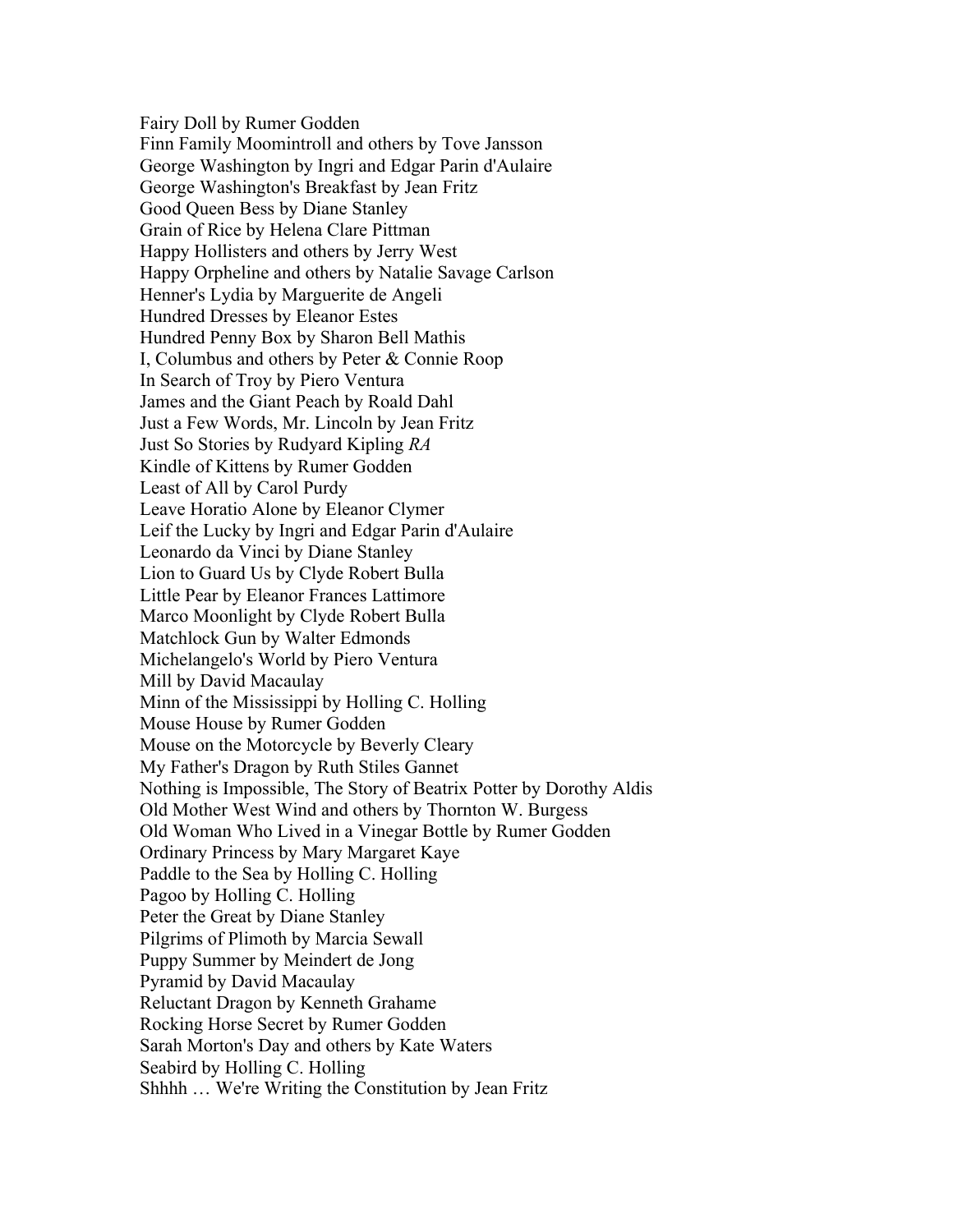Fairy Doll by Rumer Godden
Finn Family Moomintroll and others by Tove Jansson
George Washington by Ingri and Edgar Parin d'Aulaire
George Washington's Breakfast by Jean Fritz
Good Queen Bess by Diane Stanley
Grain of Rice by Helena Clare Pittman
Happy Hollisters and others by Jerry West
Happy Orpheline and others by Natalie Savage Carlson
Henner's Lydia by Marguerite de Angeli
Hundred Dresses by Eleanor Estes
Hundred Penny Box by Sharon Bell Mathis
I, Columbus and others by Peter & Connie Roop
In Search of Troy by Piero Ventura
James and the Giant Peach by Roald Dahl
Just a Few Words, Mr. Lincoln by Jean Fritz
Just So Stories by Rudyard Kipling *RA*
Kindle of Kittens by Rumer Godden
Least of All by Carol Purdy
Leave Horatio Alone by Eleanor Clymer
Leif the Lucky by Ingri and Edgar Parin d'Aulaire
Leonardo da Vinci by Diane Stanley
Lion to Guard Us by Clyde Robert Bulla
Little Pear by Eleanor Frances Lattimore
Marco Moonlight by Clyde Robert Bulla
Matchlock Gun by Walter Edmonds
Michelangelo's World by Piero Ventura
Mill by David Macaulay
Minn of the Mississippi by Holling C. Holling
Mouse House by Rumer Godden
Mouse on the Motorcycle by Beverly Cleary
My Father's Dragon by Ruth Stiles Gannet
Nothing is Impossible, The Story of Beatrix Potter by Dorothy Aldis
Old Mother West Wind and others by Thornton W. Burgess
Old Woman Who Lived in a Vinegar Bottle by Rumer Godden
Ordinary Princess by Mary Margaret Kaye
Paddle to the Sea by Holling C. Holling
Pagoo by Holling C. Holling
Peter the Great by Diane Stanley
Pilgrims of Plimoth by Marcia Sewall
Puppy Summer by Meindert de Jong
Pyramid by David Macaulay
Reluctant Dragon by Kenneth Grahame
Rocking Horse Secret by Rumer Godden
Sarah Morton's Day and others by Kate Waters
Seabird by Holling C. Holling
Shhhh … We're Writing the Constitution by Jean Fritz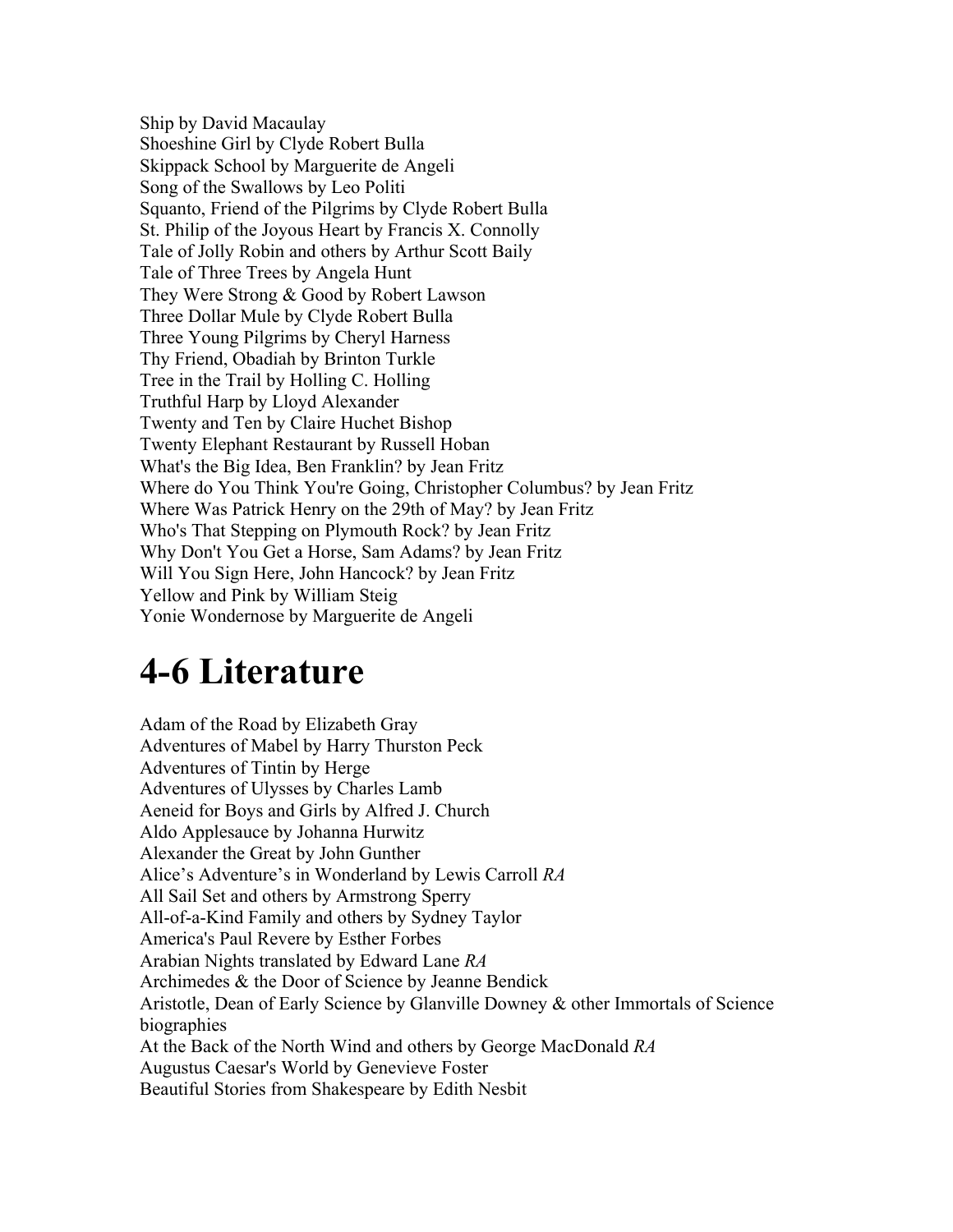Ship by David Macaulay
Shoeshine Girl by Clyde Robert Bulla
Skippack School by Marguerite de Angeli
Song of the Swallows by Leo Politi
Squanto, Friend of the Pilgrims by Clyde Robert Bulla
St. Philip of the Joyous Heart by Francis X. Connolly
Tale of Jolly Robin and others by Arthur Scott Baily
Tale of Three Trees by Angela Hunt
They Were Strong & Good by Robert Lawson
Three Dollar Mule by Clyde Robert Bulla
Three Young Pilgrims by Cheryl Harness
Thy Friend, Obadiah by Brinton Turkle
Tree in the Trail by Holling C. Holling
Truthful Harp by Lloyd Alexander
Twenty and Ten by Claire Huchet Bishop
Twenty Elephant Restaurant by Russell Hoban
What's the Big Idea, Ben Franklin? by Jean Fritz
Where do You Think You're Going, Christopher Columbus? by Jean Fritz
Where Was Patrick Henry on the 29th of May? by Jean Fritz
Who's That Stepping on Plymouth Rock? by Jean Fritz
Why Don't You Get a Horse, Sam Adams? by Jean Fritz
Will You Sign Here, John Hancock? by Jean Fritz
Yellow and Pink by William Steig
Yonie Wondernose by Marguerite de Angeli

# 4-6 Literature

Adam of the Road by Elizabeth Gray
Adventures of Mabel by Harry Thurston Peck
Adventures of Tintin by Herge
Adventures of Ulysses by Charles Lamb
Aeneid for Boys and Girls by Alfred J. Church
Aldo Applesauce by Johanna Hurwitz
Alexander the Great by John Gunther
Alice's Adventure's in Wonderland by Lewis Carroll *RA*
All Sail Set and others by Armstrong Sperry
All-of-a-Kind Family and others by Sydney Taylor
America's Paul Revere by Esther Forbes
Arabian Nights translated by Edward Lane *RA*
Archimedes & the Door of Science by Jeanne Bendick
Aristotle, Dean of Early Science by Glanville Downey & other Immortals of Science biographies
At the Back of the North Wind and others by George MacDonald *RA*
Augustus Caesar's World by Genevieve Foster
Beautiful Stories from Shakespeare by Edith Nesbit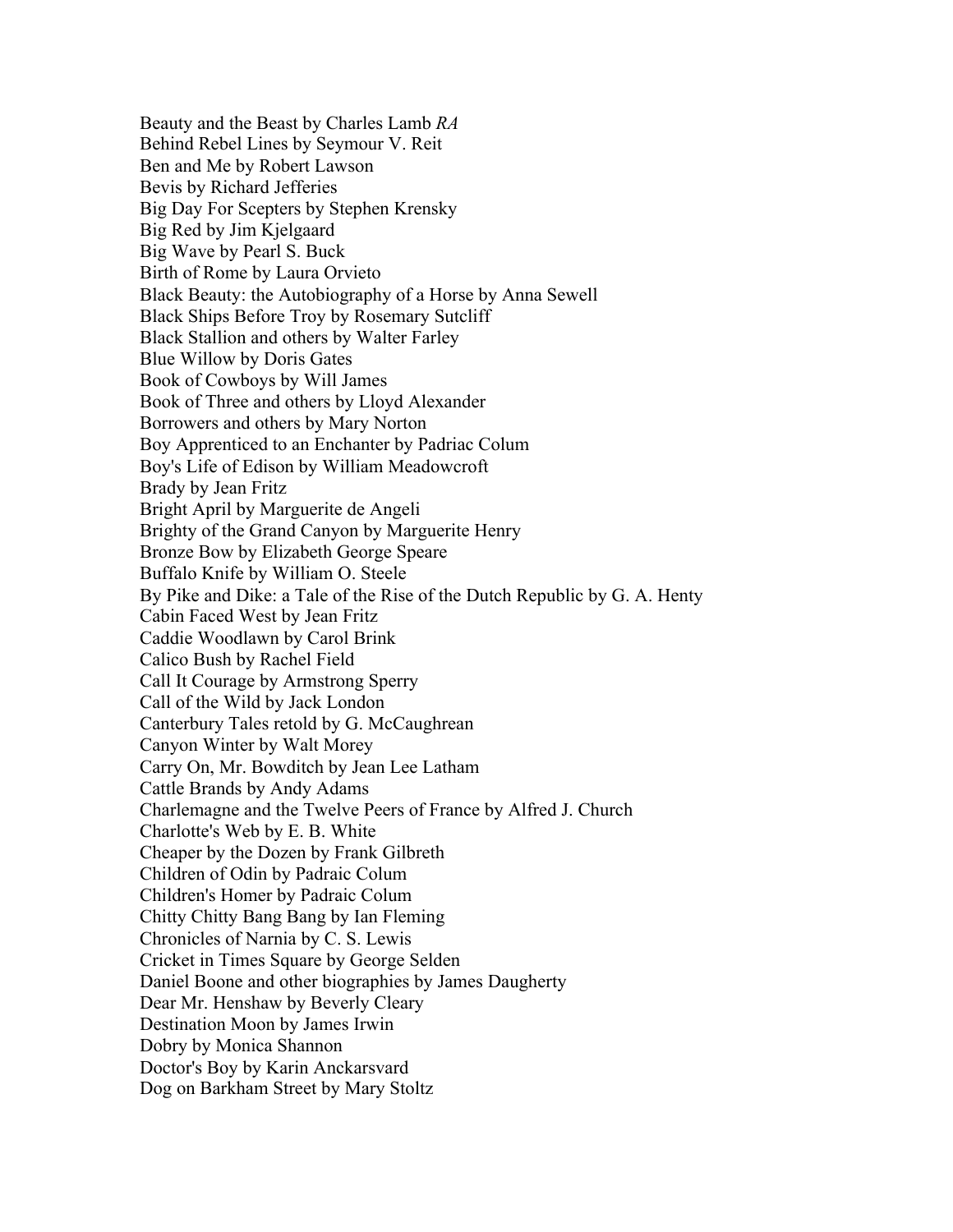Beauty and the Beast by Charles Lamb *RA*
Behind Rebel Lines by Seymour V. Reit
Ben and Me by Robert Lawson
Bevis by Richard Jefferies
Big Day For Scepters by Stephen Krensky
Big Red by Jim Kjelgaard
Big Wave by Pearl S. Buck
Birth of Rome by Laura Orvieto
Black Beauty: the Autobiography of a Horse by Anna Sewell
Black Ships Before Troy by Rosemary Sutcliff
Black Stallion and others by Walter Farley
Blue Willow by Doris Gates
Book of Cowboys by Will James
Book of Three and others by Lloyd Alexander
Borrowers and others by Mary Norton
Boy Apprenticed to an Enchanter by Padriac Colum
Boy's Life of Edison by William Meadowcroft
Brady by Jean Fritz
Bright April by Marguerite de Angeli
Brighty of the Grand Canyon by Marguerite Henry
Bronze Bow by Elizabeth George Speare
Buffalo Knife by William O. Steele
By Pike and Dike: a Tale of the Rise of the Dutch Republic by G. A. Henty
Cabin Faced West by Jean Fritz
Caddie Woodlawn by Carol Brink
Calico Bush by Rachel Field
Call It Courage by Armstrong Sperry
Call of the Wild by Jack London
Canterbury Tales retold by G. McCaughrean
Canyon Winter by Walt Morey
Carry On, Mr. Bowditch by Jean Lee Latham
Cattle Brands by Andy Adams
Charlemagne and the Twelve Peers of France by Alfred J. Church
Charlotte's Web by E. B. White
Cheaper by the Dozen by Frank Gilbreth
Children of Odin by Padraic Colum
Children's Homer by Padraic Colum
Chitty Chitty Bang Bang by Ian Fleming
Chronicles of Narnia by C. S. Lewis
Cricket in Times Square by George Selden
Daniel Boone and other biographies by James Daugherty
Dear Mr. Henshaw by Beverly Cleary
Destination Moon by James Irwin
Dobry by Monica Shannon
Doctor's Boy by Karin Anckarsvard
Dog on Barkham Street by Mary Stoltz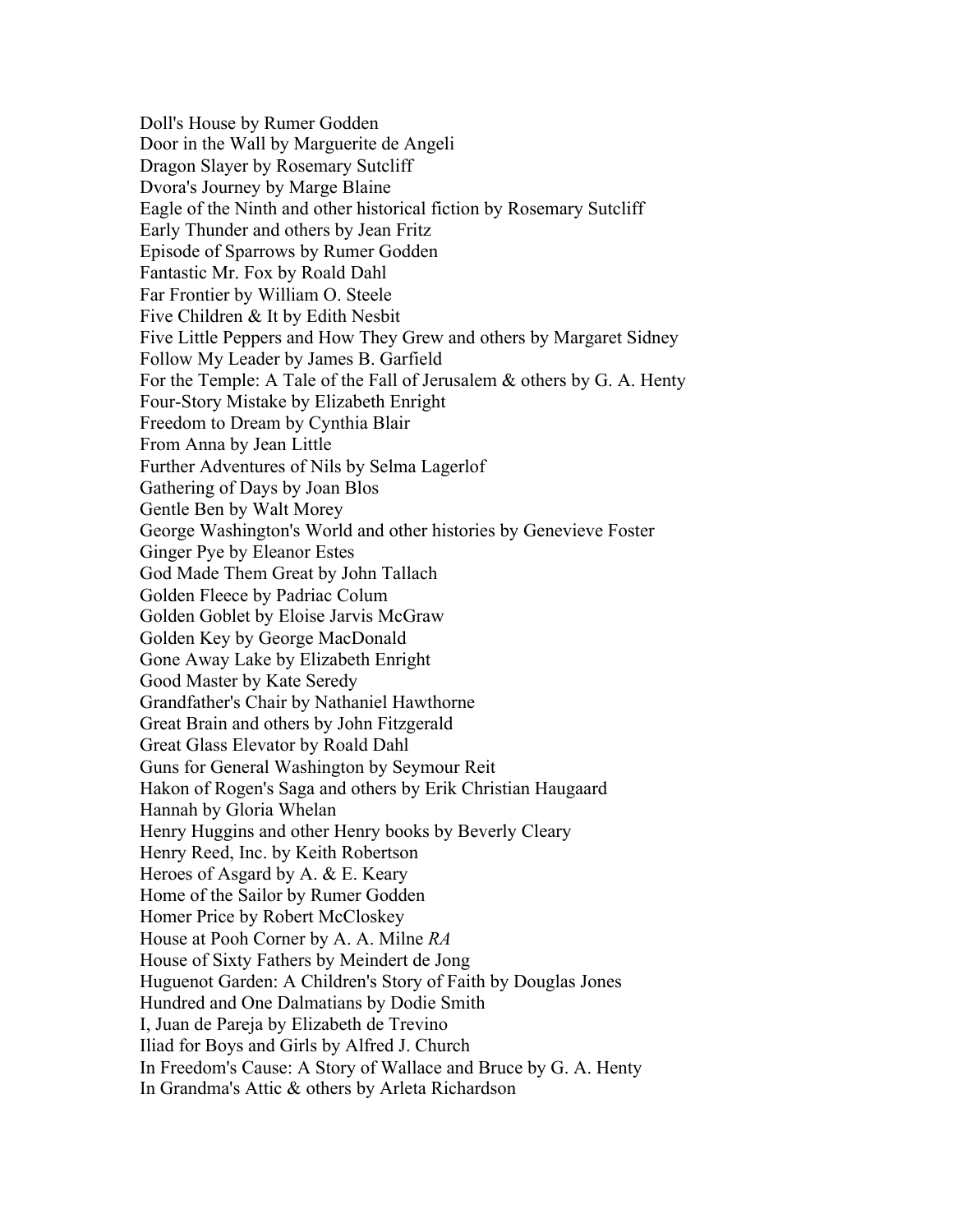Doll's House by Rumer Godden
Door in the Wall by Marguerite de Angeli
Dragon Slayer by Rosemary Sutcliff
Dvora's Journey by Marge Blaine
Eagle of the Ninth and other historical fiction by Rosemary Sutcliff
Early Thunder and others by Jean Fritz
Episode of Sparrows by Rumer Godden
Fantastic Mr. Fox by Roald Dahl
Far Frontier by William O. Steele
Five Children & It by Edith Nesbit
Five Little Peppers and How They Grew and others by Margaret Sidney
Follow My Leader by James B. Garfield
For the Temple: A Tale of the Fall of Jerusalem & others by G. A. Henty
Four-Story Mistake by Elizabeth Enright
Freedom to Dream by Cynthia Blair
From Anna by Jean Little
Further Adventures of Nils by Selma Lagerlof
Gathering of Days by Joan Blos
Gentle Ben by Walt Morey
George Washington's World and other histories by Genevieve Foster
Ginger Pye by Eleanor Estes
God Made Them Great by John Tallach
Golden Fleece by Padriac Colum
Golden Goblet by Eloise Jarvis McGraw
Golden Key by George MacDonald
Gone Away Lake by Elizabeth Enright
Good Master by Kate Seredy
Grandfather's Chair by Nathaniel Hawthorne
Great Brain and others by John Fitzgerald
Great Glass Elevator by Roald Dahl
Guns for General Washington by Seymour Reit
Hakon of Rogen's Saga and others by Erik Christian Haugaard
Hannah by Gloria Whelan
Henry Huggins and other Henry books by Beverly Cleary
Henry Reed, Inc. by Keith Robertson
Heroes of Asgard by A. & E. Keary
Home of the Sailor by Rumer Godden
Homer Price by Robert McCloskey
House at Pooh Corner by A. A. Milne *RA*
House of Sixty Fathers by Meindert de Jong
Huguenot Garden: A Children's Story of Faith by Douglas Jones
Hundred and One Dalmatians by Dodie Smith
I, Juan de Pareja by Elizabeth de Trevino
Iliad for Boys and Girls by Alfred J. Church
In Freedom's Cause: A Story of Wallace and Bruce by G. A. Henty
In Grandma's Attic & others by Arleta Richardson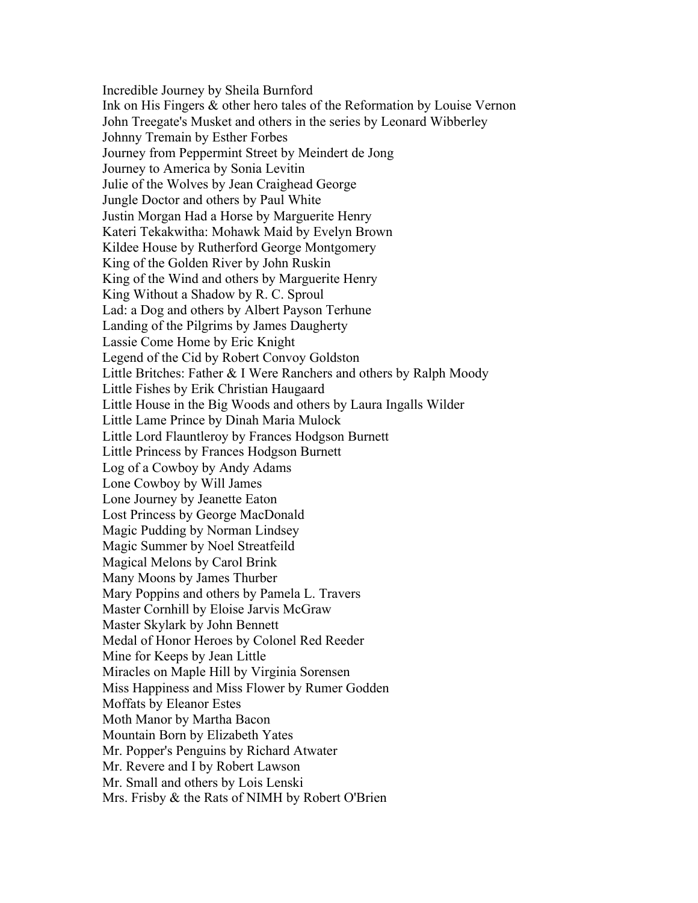Incredible Journey by Sheila Burnford
Ink on His Fingers & other hero tales of the Reformation by Louise Vernon
John Treegate's Musket and others in the series by Leonard Wibberley
Johnny Tremain by Esther Forbes
Journey from Peppermint Street by Meindert de Jong
Journey to America by Sonia Levitin
Julie of the Wolves by Jean Craighead George
Jungle Doctor and others by Paul White
Justin Morgan Had a Horse by Marguerite Henry
Kateri Tekakwitha: Mohawk Maid by Evelyn Brown
Kildee House by Rutherford George Montgomery
King of the Golden River by John Ruskin
King of the Wind and others by Marguerite Henry
King Without a Shadow by R. C. Sproul
Lad: a Dog and others by Albert Payson Terhune
Landing of the Pilgrims by James Daugherty
Lassie Come Home by Eric Knight
Legend of the Cid by Robert Convoy Goldston
Little Britches: Father & I Were Ranchers and others by Ralph Moody
Little Fishes by Erik Christian Haugaard
Little House in the Big Woods and others by Laura Ingalls Wilder
Little Lame Prince by Dinah Maria Mulock
Little Lord Flauntleroy by Frances Hodgson Burnett
Little Princess by Frances Hodgson Burnett
Log of a Cowboy by Andy Adams
Lone Cowboy by Will James
Lone Journey by Jeanette Eaton
Lost Princess by George MacDonald
Magic Pudding by Norman Lindsey
Magic Summer by Noel Streatfeild
Magical Melons by Carol Brink
Many Moons by James Thurber
Mary Poppins and others by Pamela L. Travers
Master Cornhill by Eloise Jarvis McGraw
Master Skylark by John Bennett
Medal of Honor Heroes by Colonel Red Reeder
Mine for Keeps by Jean Little
Miracles on Maple Hill by Virginia Sorensen
Miss Happiness and Miss Flower by Rumer Godden
Moffats by Eleanor Estes
Moth Manor by Martha Bacon
Mountain Born by Elizabeth Yates
Mr. Popper's Penguins by Richard Atwater
Mr. Revere and I by Robert Lawson
Mr. Small and others by Lois Lenski
Mrs. Frisby & the Rats of NIMH by Robert O'Brien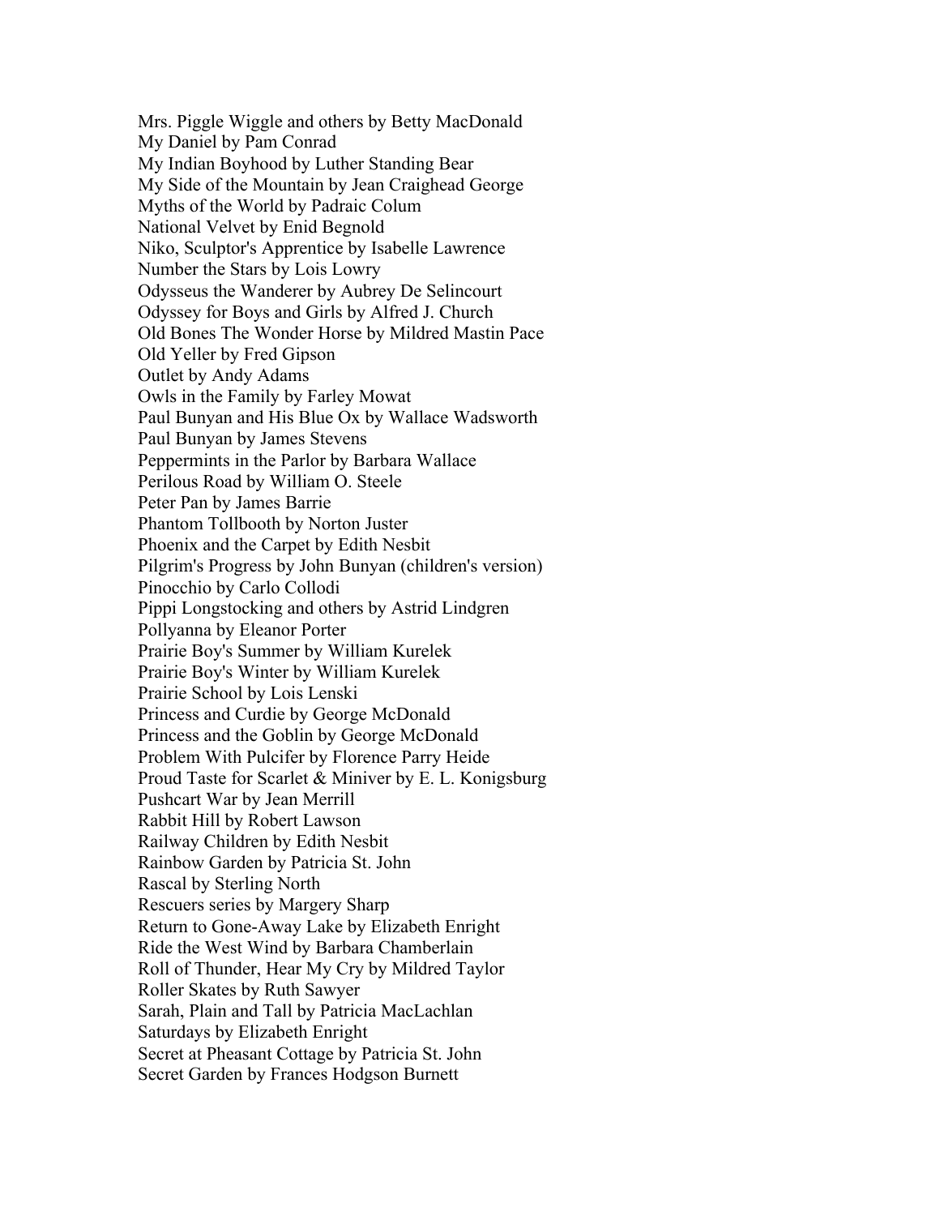Mrs. Piggle Wiggle and others by Betty MacDonald
My Daniel by Pam Conrad
My Indian Boyhood by Luther Standing Bear
My Side of the Mountain by Jean Craighead George
Myths of the World by Padraic Colum
National Velvet by Enid Begnold
Niko, Sculptor's Apprentice by Isabelle Lawrence
Number the Stars by Lois Lowry
Odysseus the Wanderer by Aubrey De Selincourt
Odyssey for Boys and Girls by Alfred J. Church
Old Bones The Wonder Horse by Mildred Mastin Pace
Old Yeller by Fred Gipson
Outlet by Andy Adams
Owls in the Family by Farley Mowat
Paul Bunyan and His Blue Ox by Wallace Wadsworth
Paul Bunyan by James Stevens
Peppermints in the Parlor by Barbara Wallace
Perilous Road by William O. Steele
Peter Pan by James Barrie
Phantom Tollbooth by Norton Juster
Phoenix and the Carpet by Edith Nesbit
Pilgrim's Progress by John Bunyan (children's version)
Pinocchio by Carlo Collodi
Pippi Longstocking and others by Astrid Lindgren
Pollyanna by Eleanor Porter
Prairie Boy's Summer by William Kurelek
Prairie Boy's Winter by William Kurelek
Prairie School by Lois Lenski
Princess and Curdie by George McDonald
Princess and the Goblin by George McDonald
Problem With Pulcifer by Florence Parry Heide
Proud Taste for Scarlet & Miniver by E. L. Konigsburg
Pushcart War by Jean Merrill
Rabbit Hill by Robert Lawson
Railway Children by Edith Nesbit
Rainbow Garden by Patricia St. John
Rascal by Sterling North
Rescuers series by Margery Sharp
Return to Gone-Away Lake by Elizabeth Enright
Ride the West Wind by Barbara Chamberlain
Roll of Thunder, Hear My Cry by Mildred Taylor
Roller Skates by Ruth Sawyer
Sarah, Plain and Tall by Patricia MacLachlan
Saturdays by Elizabeth Enright
Secret at Pheasant Cottage by Patricia St. John
Secret Garden by Frances Hodgson Burnett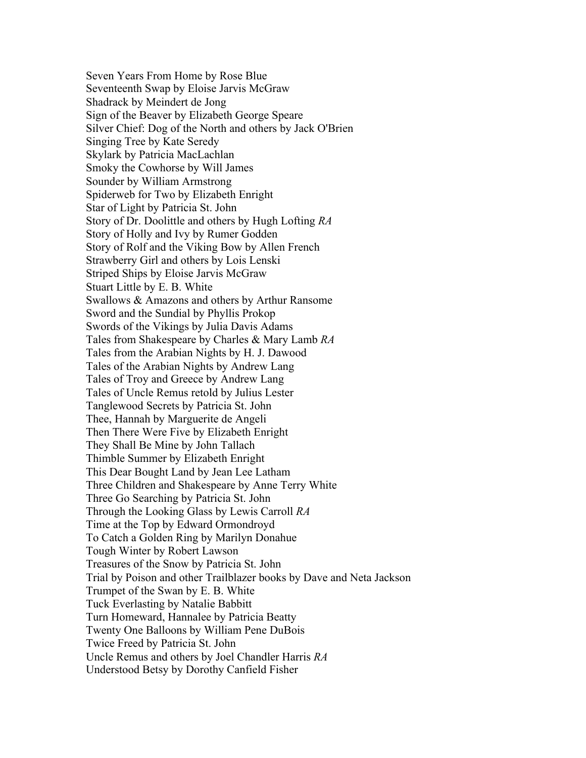Seven Years From Home by Rose Blue  
Seventeenth Swap by Eloise Jarvis McGraw  
Shadrack by Meindert de Jong  
Sign of the Beaver by Elizabeth George Speare  
Silver Chief: Dog of the North and others by Jack O'Brien  
Singing Tree by Kate Seredy  
Skylark by Patricia MacLachlan  
Smoky the Cowhorse by Will James  
Sounder by William Armstrong  
Spiderweb for Two by Elizabeth Enright  
Star of Light by Patricia St. John  
Story of Dr. Doolittle and others by Hugh Lofting *RA*  
Story of Holly and Ivy by Rumer Godden  
Story of Rolf and the Viking Bow by Allen French  
Strawberry Girl and others by Lois Lenski  
Striped Ships by Eloise Jarvis McGraw  
Stuart Little by E. B. White  
Swallows & Amazons and others by Arthur Ransome  
Sword and the Sundial by Phyllis Prokop  
Swords of the Vikings by Julia Davis Adams  
Tales from Shakespeare by Charles & Mary Lamb *RA*  
Tales from the Arabian Nights by H. J. Dawood  
Tales of the Arabian Nights by Andrew Lang  
Tales of Troy and Greece by Andrew Lang  
Tales of Uncle Remus retold by Julius Lester  
Tanglewood Secrets by Patricia St. John  
Thee, Hannah by Marguerite de Angeli  
Then There Were Five by Elizabeth Enright  
They Shall Be Mine by John Tallach  
Thimble Summer by Elizabeth Enright  
This Dear Bought Land by Jean Lee Latham  
Three Children and Shakespeare by Anne Terry White  
Three Go Searching by Patricia St. John  
Through the Looking Glass by Lewis Carroll *RA*  
Time at the Top by Edward Ormondroyd  
To Catch a Golden Ring by Marilyn Donahue  
Tough Winter by Robert Lawson  
Treasures of the Snow by Patricia St. John  
Trial by Poison and other Trailblazer books by Dave and Neta Jackson  
Trumpet of the Swan by E. B. White  
Tuck Everlasting by Natalie Babbitt  
Turn Homeward, Hannalee by Patricia Beatty  
Twenty One Balloons by William Pene DuBois  
Twice Freed by Patricia St. John  
Uncle Remus and others by Joel Chandler Harris *RA*  
Understood Betsy by Dorothy Canfield Fisher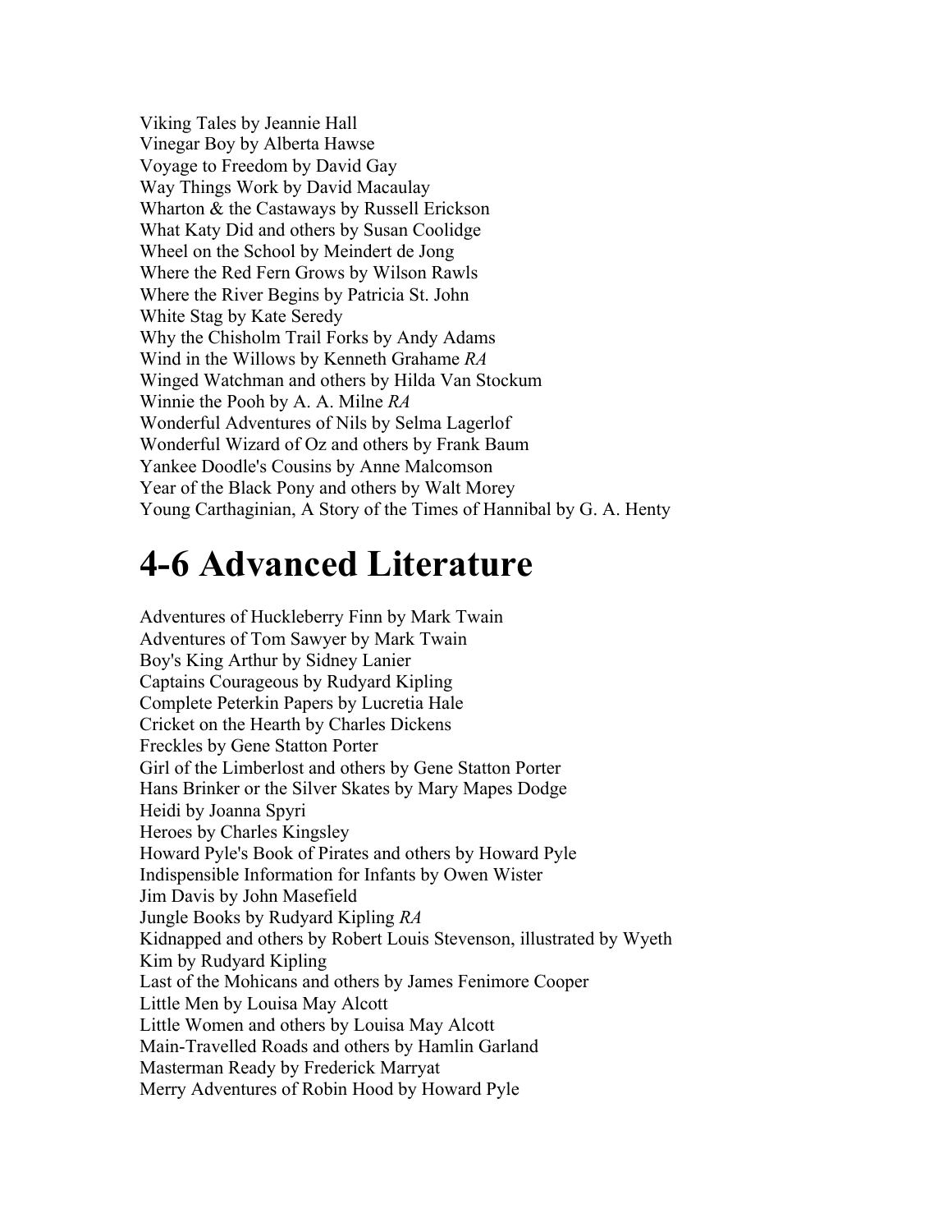Viking Tales by Jeannie Hall
Vinegar Boy by Alberta Hawse
Voyage to Freedom by David Gay
Way Things Work by David Macaulay
Wharton & the Castaways by Russell Erickson
What Katy Did and others by Susan Coolidge
Wheel on the School by Meindert de Jong
Where the Red Fern Grows by Wilson Rawls
Where the River Begins by Patricia St. John
White Stag by Kate Seredy
Why the Chisholm Trail Forks by Andy Adams
Wind in the Willows by Kenneth Grahame *RA*
Winged Watchman and others by Hilda Van Stockum
Winnie the Pooh by A. A. Milne *RA*
Wonderful Adventures of Nils by Selma Lagerlof
Wonderful Wizard of Oz and others by Frank Baum
Yankee Doodle's Cousins by Anne Malcomson
Year of the Black Pony and others by Walt Morey
Young Carthaginian, A Story of the Times of Hannibal by G. A. Henty

# 4-6 Advanced Literature

Adventures of Huckleberry Finn by Mark Twain
Adventures of Tom Sawyer by Mark Twain
Boy's King Arthur by Sidney Lanier
Captains Courageous by Rudyard Kipling
Complete Peterkin Papers by Lucretia Hale
Cricket on the Hearth by Charles Dickens
Freckles by Gene Statton Porter
Girl of the Limberlost and others by Gene Statton Porter
Hans Brinker or the Silver Skates by Mary Mapes Dodge
Heidi by Joanna Spyri
Heroes by Charles Kingsley
Howard Pyle's Book of Pirates and others by Howard Pyle
Indispensible Information for Infants by Owen Wister
Jim Davis by John Masefield
Jungle Books by Rudyard Kipling *RA*
Kidnapped and others by Robert Louis Stevenson, illustrated by Wyeth
Kim by Rudyard Kipling
Last of the Mohicans and others by James Fenimore Cooper
Little Men by Louisa May Alcott
Little Women and others by Louisa May Alcott
Main-Travelled Roads and others by Hamlin Garland
Masterman Ready by Frederick Marryat
Merry Adventures of Robin Hood by Howard Pyle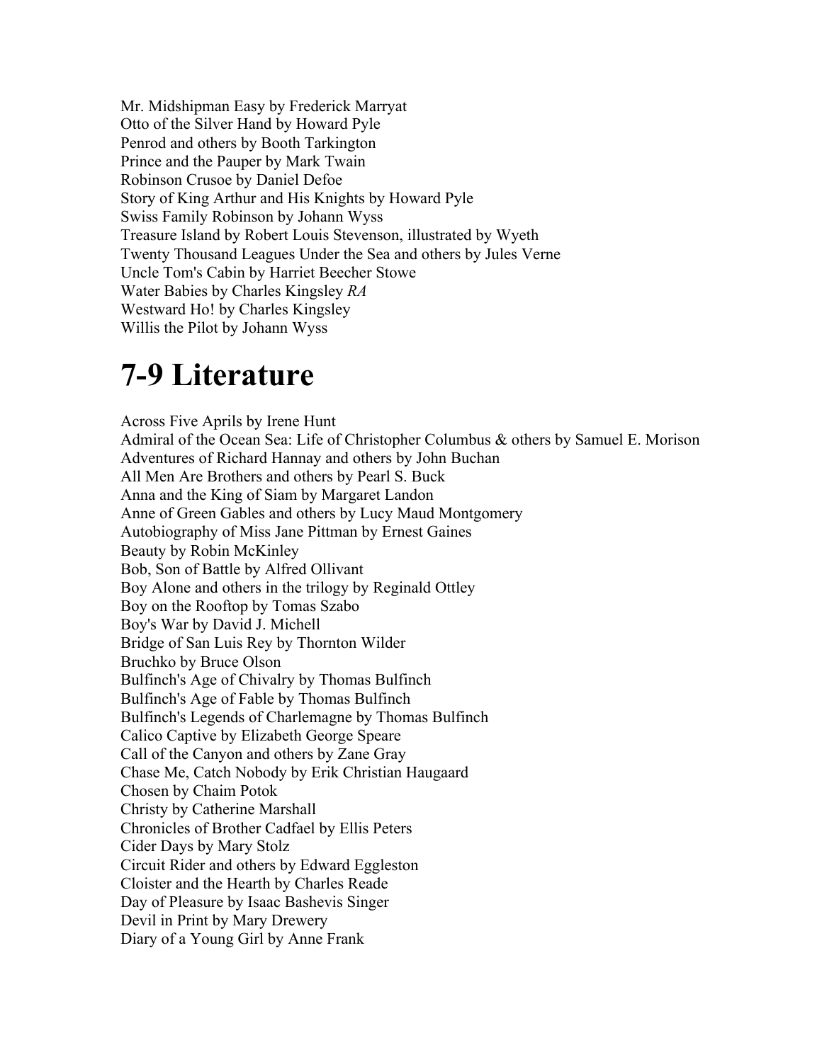Mr. Midshipman Easy by Frederick Marryat
Otto of the Silver Hand by Howard Pyle
Penrod and others by Booth Tarkington
Prince and the Pauper by Mark Twain
Robinson Crusoe by Daniel Defoe
Story of King Arthur and His Knights by Howard Pyle
Swiss Family Robinson by Johann Wyss
Treasure Island by Robert Louis Stevenson, illustrated by Wyeth
Twenty Thousand Leagues Under the Sea and others by Jules Verne
Uncle Tom's Cabin by Harriet Beecher Stowe
Water Babies by Charles Kingsley *RA*
Westward Ho! by Charles Kingsley
Willis the Pilot by Johann Wyss

# 7-9 Literature

Across Five Aprils by Irene Hunt
Admiral of the Ocean Sea: Life of Christopher Columbus & others by Samuel E. Morison
Adventures of Richard Hannay and others by John Buchan
All Men Are Brothers and others by Pearl S. Buck
Anna and the King of Siam by Margaret Landon
Anne of Green Gables and others by Lucy Maud Montgomery
Autobiography of Miss Jane Pittman by Ernest Gaines
Beauty by Robin McKinley
Bob, Son of Battle by Alfred Ollivant
Boy Alone and others in the trilogy by Reginald Ottley
Boy on the Rooftop by Tomas Szabo
Boy's War by David J. Michell
Bridge of San Luis Rey by Thornton Wilder
Bruchko by Bruce Olson
Bulfinch's Age of Chivalry by Thomas Bulfinch
Bulfinch's Age of Fable by Thomas Bulfinch
Bulfinch's Legends of Charlemagne by Thomas Bulfinch
Calico Captive by Elizabeth George Speare
Call of the Canyon and others by Zane Gray
Chase Me, Catch Nobody by Erik Christian Haugaard
Chosen by Chaim Potok
Christy by Catherine Marshall
Chronicles of Brother Cadfael by Ellis Peters
Cider Days by Mary Stolz
Circuit Rider and others by Edward Eggleston
Cloister and the Hearth by Charles Reade
Day of Pleasure by Isaac Bashevis Singer
Devil in Print by Mary Drewery
Diary of a Young Girl by Anne Frank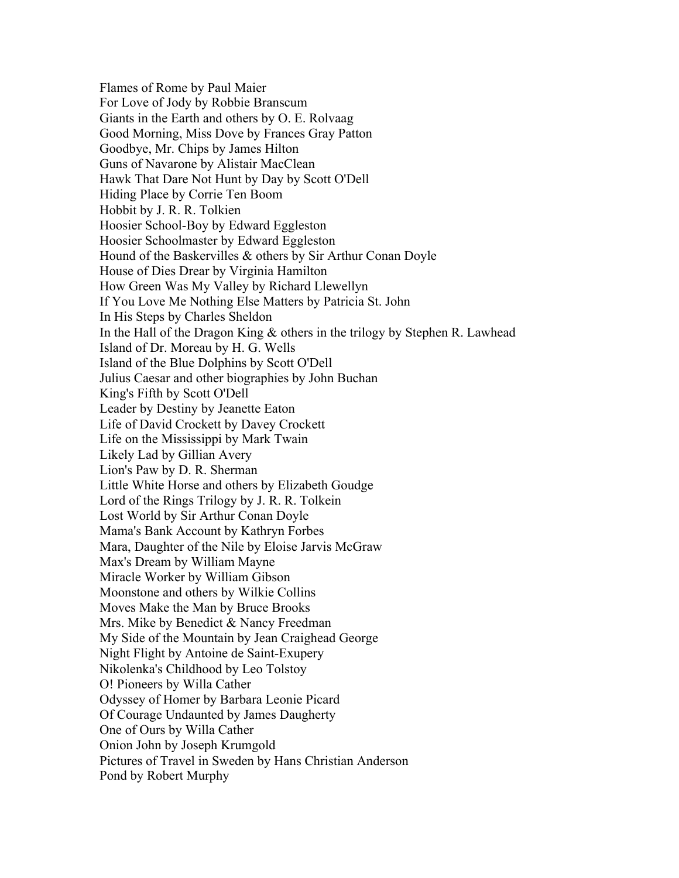Flames of Rome by Paul Maier
For Love of Jody by Robbie Branscum
Giants in the Earth and others by O. E. Rolvaag
Good Morning, Miss Dove by Frances Gray Patton
Goodbye, Mr. Chips by James Hilton
Guns of Navarone by Alistair MacClean
Hawk That Dare Not Hunt by Day by Scott O'Dell
Hiding Place by Corrie Ten Boom
Hobbit by J. R. R. Tolkien
Hoosier School-Boy by Edward Eggleston
Hoosier Schoolmaster by Edward Eggleston
Hound of the Baskervilles & others by Sir Arthur Conan Doyle
House of Dies Drear by Virginia Hamilton
How Green Was My Valley by Richard Llewellyn
If You Love Me Nothing Else Matters by Patricia St. John
In His Steps by Charles Sheldon
In the Hall of the Dragon King & others in the trilogy by Stephen R. Lawhead
Island of Dr. Moreau by H. G. Wells
Island of the Blue Dolphins by Scott O'Dell
Julius Caesar and other biographies by John Buchan
King's Fifth by Scott O'Dell
Leader by Destiny by Jeanette Eaton
Life of David Crockett by Davey Crockett
Life on the Mississippi by Mark Twain
Likely Lad by Gillian Avery
Lion's Paw by D. R. Sherman
Little White Horse and others by Elizabeth Goudge
Lord of the Rings Trilogy by J. R. R. Tolkein
Lost World by Sir Arthur Conan Doyle
Mama's Bank Account by Kathryn Forbes
Mara, Daughter of the Nile by Eloise Jarvis McGraw
Max's Dream by William Mayne
Miracle Worker by William Gibson
Moonstone and others by Wilkie Collins
Moves Make the Man by Bruce Brooks
Mrs. Mike by Benedict & Nancy Freedman
My Side of the Mountain by Jean Craighead George
Night Flight by Antoine de Saint-Exupery
Nikolenka's Childhood by Leo Tolstoy
O! Pioneers by Willa Cather
Odyssey of Homer by Barbara Leonie Picard
Of Courage Undaunted by James Daugherty
One of Ours by Willa Cather
Onion John by Joseph Krumgold
Pictures of Travel in Sweden by Hans Christian Anderson
Pond by Robert Murphy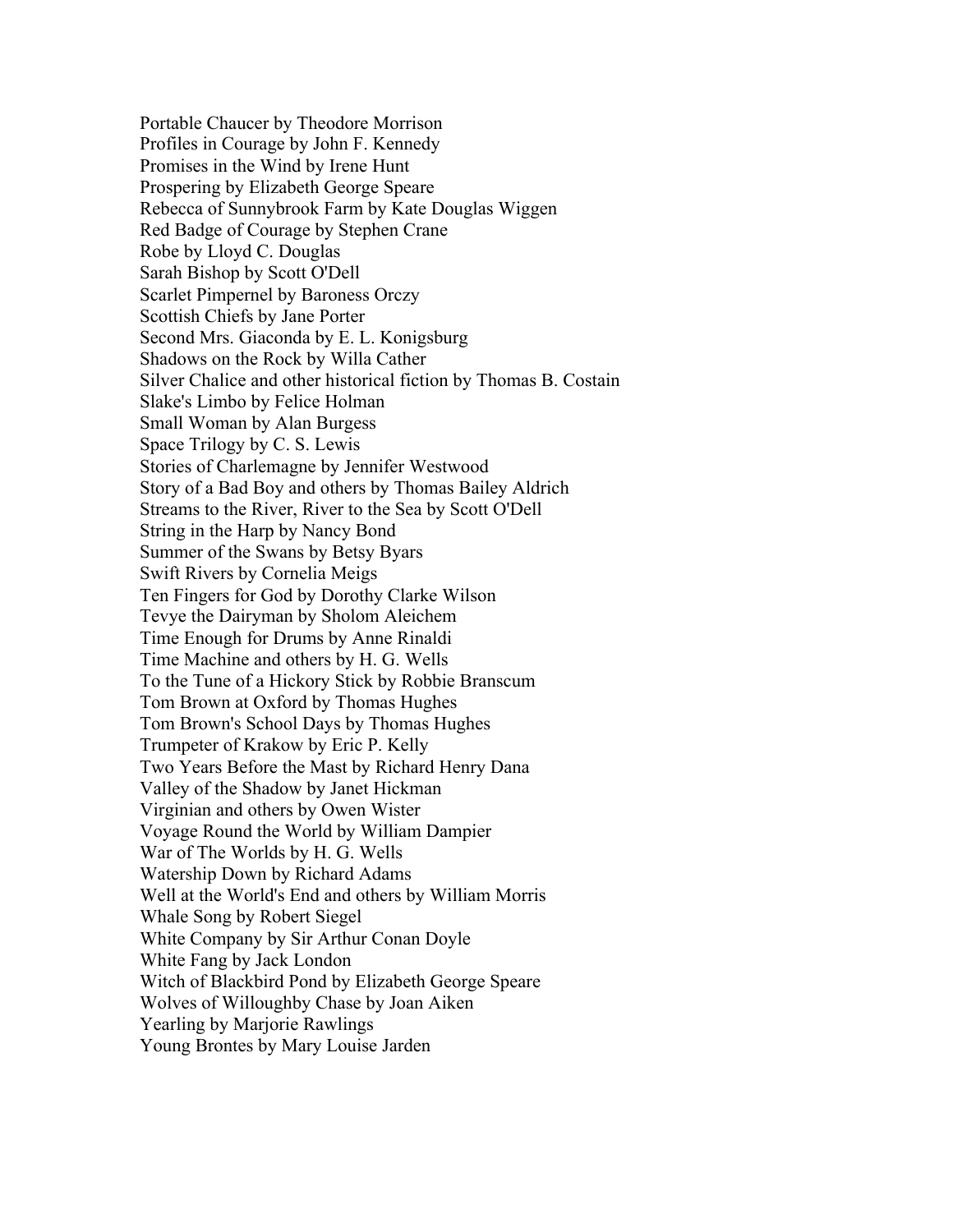Portable Chaucer by Theodore Morrison
Profiles in Courage by John F. Kennedy
Promises in the Wind by Irene Hunt
Prospering by Elizabeth George Speare
Rebecca of Sunnybrook Farm by Kate Douglas Wiggen
Red Badge of Courage by Stephen Crane
Robe by Lloyd C. Douglas
Sarah Bishop by Scott O'Dell
Scarlet Pimpernel by Baroness Orczy
Scottish Chiefs by Jane Porter
Second Mrs. Giaconda by E. L. Konigsburg
Shadows on the Rock by Willa Cather
Silver Chalice and other historical fiction by Thomas B. Costain
Slake's Limbo by Felice Holman
Small Woman by Alan Burgess
Space Trilogy by C. S. Lewis
Stories of Charlemagne by Jennifer Westwood
Story of a Bad Boy and others by Thomas Bailey Aldrich
Streams to the River, River to the Sea by Scott O'Dell
String in the Harp by Nancy Bond
Summer of the Swans by Betsy Byars
Swift Rivers by Cornelia Meigs
Ten Fingers for God by Dorothy Clarke Wilson
Tevye the Dairyman by Sholom Aleichem
Time Enough for Drums by Anne Rinaldi
Time Machine and others by H. G. Wells
To the Tune of a Hickory Stick by Robbie Branscum
Tom Brown at Oxford by Thomas Hughes
Tom Brown's School Days by Thomas Hughes
Trumpeter of Krakow by Eric P. Kelly
Two Years Before the Mast by Richard Henry Dana
Valley of the Shadow by Janet Hickman
Virginian and others by Owen Wister
Voyage Round the World by William Dampier
War of The Worlds by H. G. Wells
Watership Down by Richard Adams
Well at the World's End and others by William Morris
Whale Song by Robert Siegel
White Company by Sir Arthur Conan Doyle
White Fang by Jack London
Witch of Blackbird Pond by Elizabeth George Speare
Wolves of Willoughby Chase by Joan Aiken
Yearling by Marjorie Rawlings
Young Brontes by Mary Louise Jarden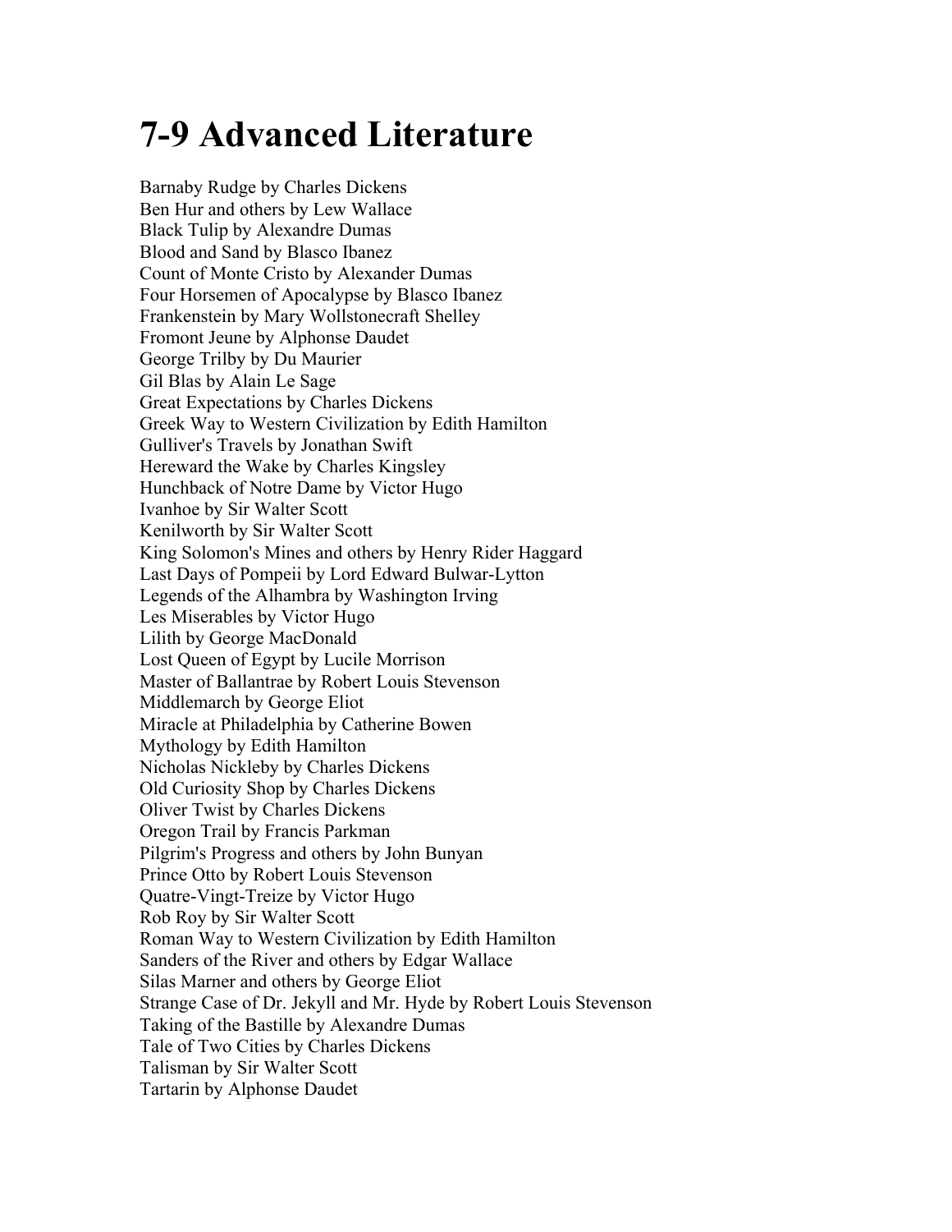# 7-9 Advanced Literature

Barnaby Rudge by Charles Dickens
Ben Hur and others by Lew Wallace
Black Tulip by Alexandre Dumas
Blood and Sand by Blasco Ibanez
Count of Monte Cristo by Alexander Dumas
Four Horsemen of Apocalypse by Blasco Ibanez
Frankenstein by Mary Wollstonecraft Shelley
Fromont Jeune by Alphonse Daudet
George Trilby by Du Maurier
Gil Blas by Alain Le Sage
Great Expectations by Charles Dickens
Greek Way to Western Civilization by Edith Hamilton
Gulliver's Travels by Jonathan Swift
Hereward the Wake by Charles Kingsley
Hunchback of Notre Dame by Victor Hugo
Ivanhoe by Sir Walter Scott
Kenilworth by Sir Walter Scott
King Solomon's Mines and others by Henry Rider Haggard
Last Days of Pompeii by Lord Edward Bulwar-Lytton
Legends of the Alhambra by Washington Irving
Les Miserables by Victor Hugo
Lilith by George MacDonald
Lost Queen of Egypt by Lucile Morrison
Master of Ballantrae by Robert Louis Stevenson
Middlemarch by George Eliot
Miracle at Philadelphia by Catherine Bowen
Mythology by Edith Hamilton
Nicholas Nickleby by Charles Dickens
Old Curiosity Shop by Charles Dickens
Oliver Twist by Charles Dickens
Oregon Trail by Francis Parkman
Pilgrim's Progress and others by John Bunyan
Prince Otto by Robert Louis Stevenson
Quatre-Vingt-Treize by Victor Hugo
Rob Roy by Sir Walter Scott
Roman Way to Western Civilization by Edith Hamilton
Sanders of the River and others by Edgar Wallace
Silas Marner and others by George Eliot
Strange Case of Dr. Jekyll and Mr. Hyde by Robert Louis Stevenson
Taking of the Bastille by Alexandre Dumas
Tale of Two Cities by Charles Dickens
Talisman by Sir Walter Scott
Tartarin by Alphonse Daudet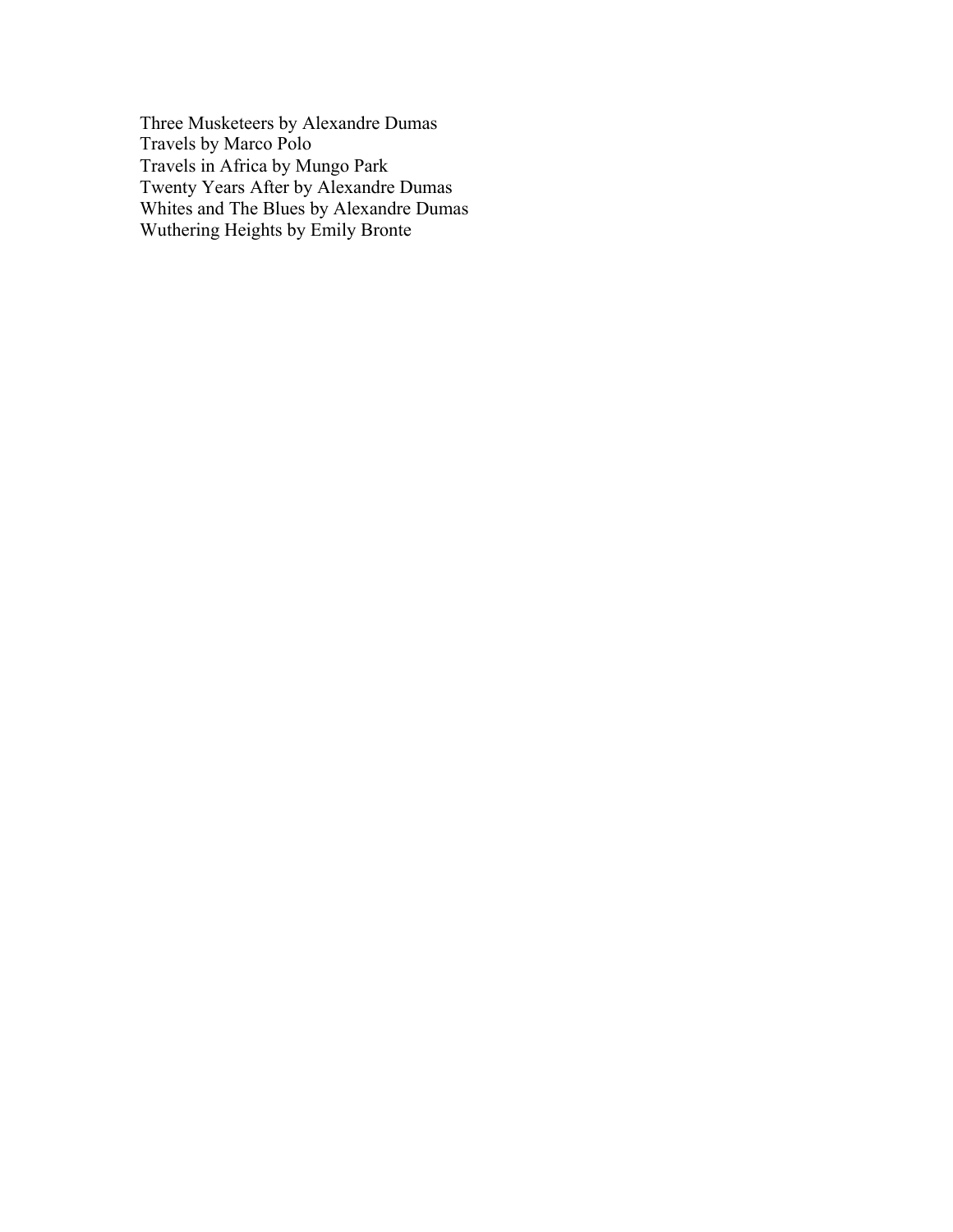Three Musketeers by Alexandre Dumas
Travels by Marco Polo
Travels in Africa by Mungo Park
Twenty Years After by Alexandre Dumas
Whites and The Blues by Alexandre Dumas
Wuthering Heights by Emily Bronte